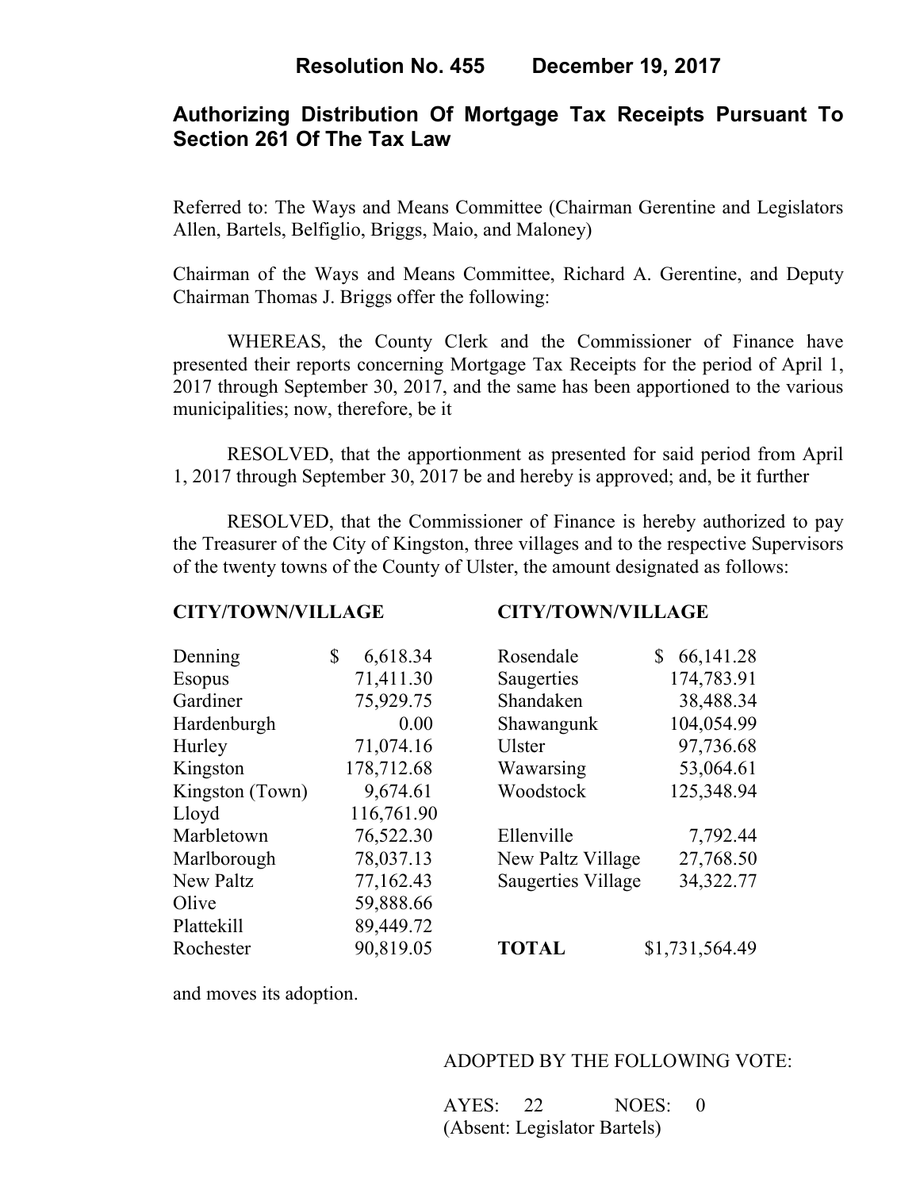# Resolution No. 455 December 19, 2017

## Authorizing Distribution Of Mortgage Tax Receipts Pursuant To Section 261 Of The Tax Law

Referred to: The Ways and Means Committee (Chairman Gerentine and Legislators Allen, Bartels, Belfiglio, Briggs, Maio, and Maloney)

Chairman of the Ways and Means Committee, Richard A. Gerentine, and Deputy Chairman Thomas J. Briggs offer the following:

WHEREAS, the County Clerk and the Commissioner of Finance have presented their reports concerning Mortgage Tax Receipts for the period of April 1, 2017 through September 30, 2017, and the same has been apportioned to the various municipalities; now, therefore, be it

RESOLVED, that the apportionment as presented for said period from April 1, 2017 through September 30, 2017 be and hereby is approved; and, be it further

RESOLVED, that the Commissioner of Finance is hereby authorized to pay the Treasurer of the City of Kingston, three villages and to the respective Supervisors of the twenty towns of the County of Ulster, the amount designated as follows:

| CITY/TOWN/VILLAGE | | CITY/TOWN/VILLAGE | |
|---|---|---|---|
| Denning | $ 6,618.34 | Rosendale | $ 66,141.28 |
| Esopus | 71,411.30 | Saugerties | 174,783.91 |
| Gardiner | 75,929.75 | Shandaken | 38,488.34 |
| Hardenburgh | 0.00 | Shawangunk | 104,054.99 |
| Hurley | 71,074.16 | Ulster | 97,736.68 |
| Kingston | 178,712.68 | Wawarsing | 53,064.61 |
| Kingston (Town) | 9,674.61 | Woodstock | 125,348.94 |
| Lloyd | 116,761.90 | | |
| Marbletown | 76,522.30 | Ellenville | 7,792.44 |
| Marlborough | 78,037.13 | New Paltz Village | 27,768.50 |
| New Paltz | 77,162.43 | Saugerties Village | 34,322.77 |
| Olive | 59,888.66 | | |
| Plattekill | 89,449.72 | | |
| Rochester | 90,819.05 | **TOTAL** | $1,731,564.49 |

and moves its adoption.

ADOPTED BY THE FOLLOWING VOTE:

AYES: 22 NOES: 0
(Absent: Legislator Bartels)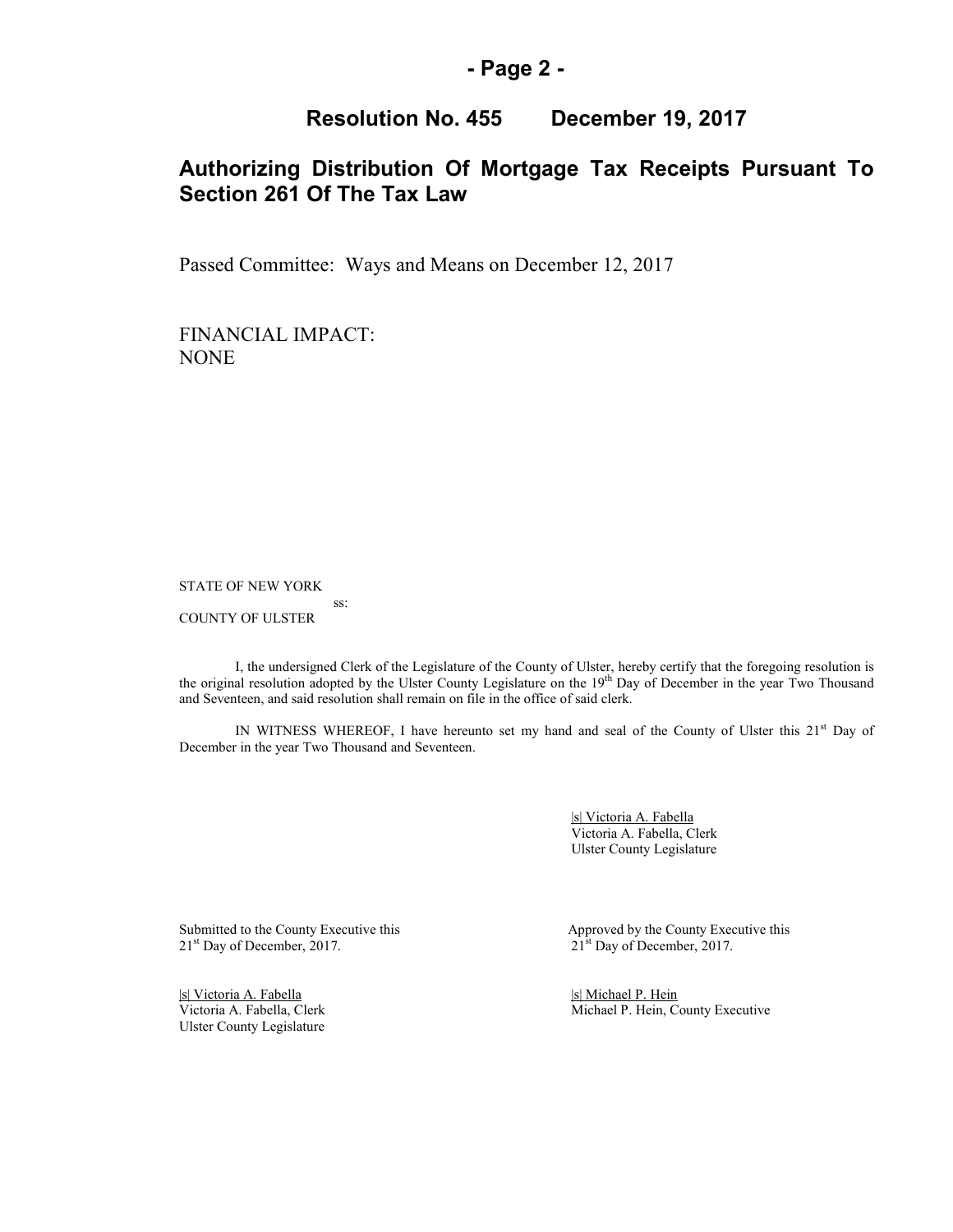**Resolution No. 455 December 19, 2017**

## Authorizing Distribution Of Mortgage Tax Receipts Pursuant To Section 261 Of The Tax Law

Passed Committee: Ways and Means on December 12, 2017

FINANCIAL IMPACT:
NONE

STATE OF NEW YORK
ss:
COUNTY OF ULSTER

I, the undersigned Clerk of the Legislature of the County of Ulster, hereby certify that the foregoing resolution is the original resolution adopted by the Ulster County Legislature on the 19th Day of December in the year Two Thousand and Seventeen, and said resolution shall remain on file in the office of said clerk.

IN WITNESS WHEREOF, I have hereunto set my hand and seal of the County of Ulster this 21st Day of December in the year Two Thousand and Seventeen.

|s| Victoria A. Fabella
Victoria A. Fabella, Clerk
Ulster County Legislature

Submitted to the County Executive this
21st Day of December, 2017.

|s| Victoria A. Fabella
Victoria A. Fabella, Clerk
Ulster County Legislature

Approved by the County Executive this
21st Day of December, 2017.

|s| Michael P. Hein
Michael P. Hein, County Executive